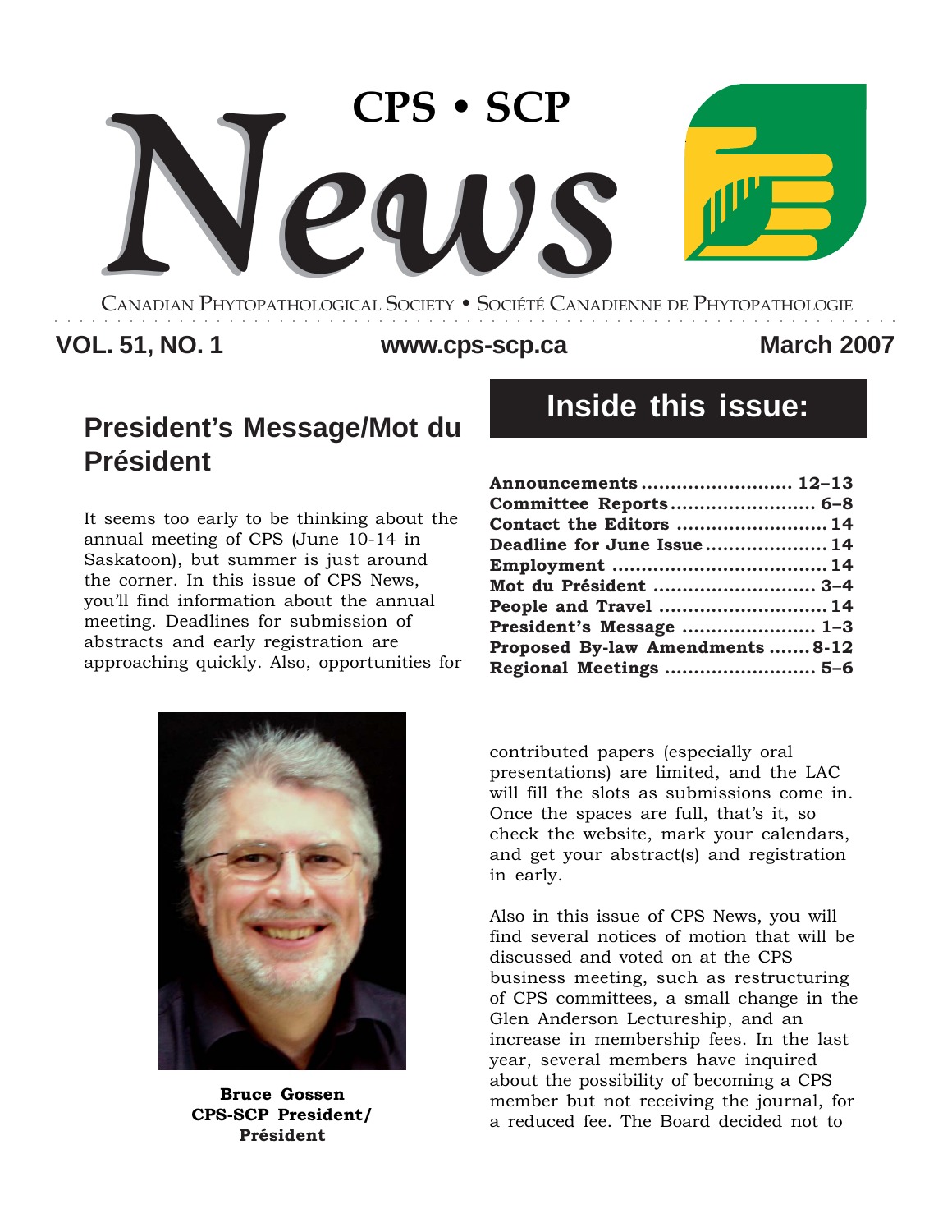# CPS • SCP News

CANADIAN PHYTOPATHOLOGICAL SOCIETY • SOCIÉTÉ CANADIENNE DE PHYTOPATHOLOGIE

**VOL. 51, NO. 1** | **www.cps-scp.ca** | **March 2007**

## Inside this issue:

| | |
|---|---|
| **Announcements** | **12–13** |
| **Committee Reports** | **6–8** |
| **Contact the Editors** | **14** |
| **Deadline for June Issue** | **14** |
| **Employment** | **14** |
| **Mot du Président** | **3–4** |
| **People and Travel** | **14** |
| **President's Message** | **1–3** |
| **Proposed By-law Amendments** | **8-12** |
| **Regional Meetings** | **5–6** |

## President's Message/Mot du Président

It seems too early to be thinking about the annual meeting of CPS (June 10-14 in Saskatoon), but summer is just around the corner. In this issue of CPS News, you'll find information about the annual meeting. Deadlines for submission of abstracts and early registration are approaching quickly. Also, opportunities for contributed papers (especially oral presentations) are limited, and the LAC will fill the slots as submissions come in. Once the spaces are full, that's it, so check the website, mark your calendars, and get your abstract(s) and registration in early.

**Bruce Gossen**
**CPS-SCP President/ Président**

Also in this issue of CPS News, you will find several notices of motion that will be discussed and voted on at the CPS business meeting, such as restructuring of CPS committees, a small change in the Glen Anderson Lectureship, and an increase in membership fees. In the last year, several members have inquired about the possibility of becoming a CPS member but not receiving the journal, for a reduced fee. The Board decided not to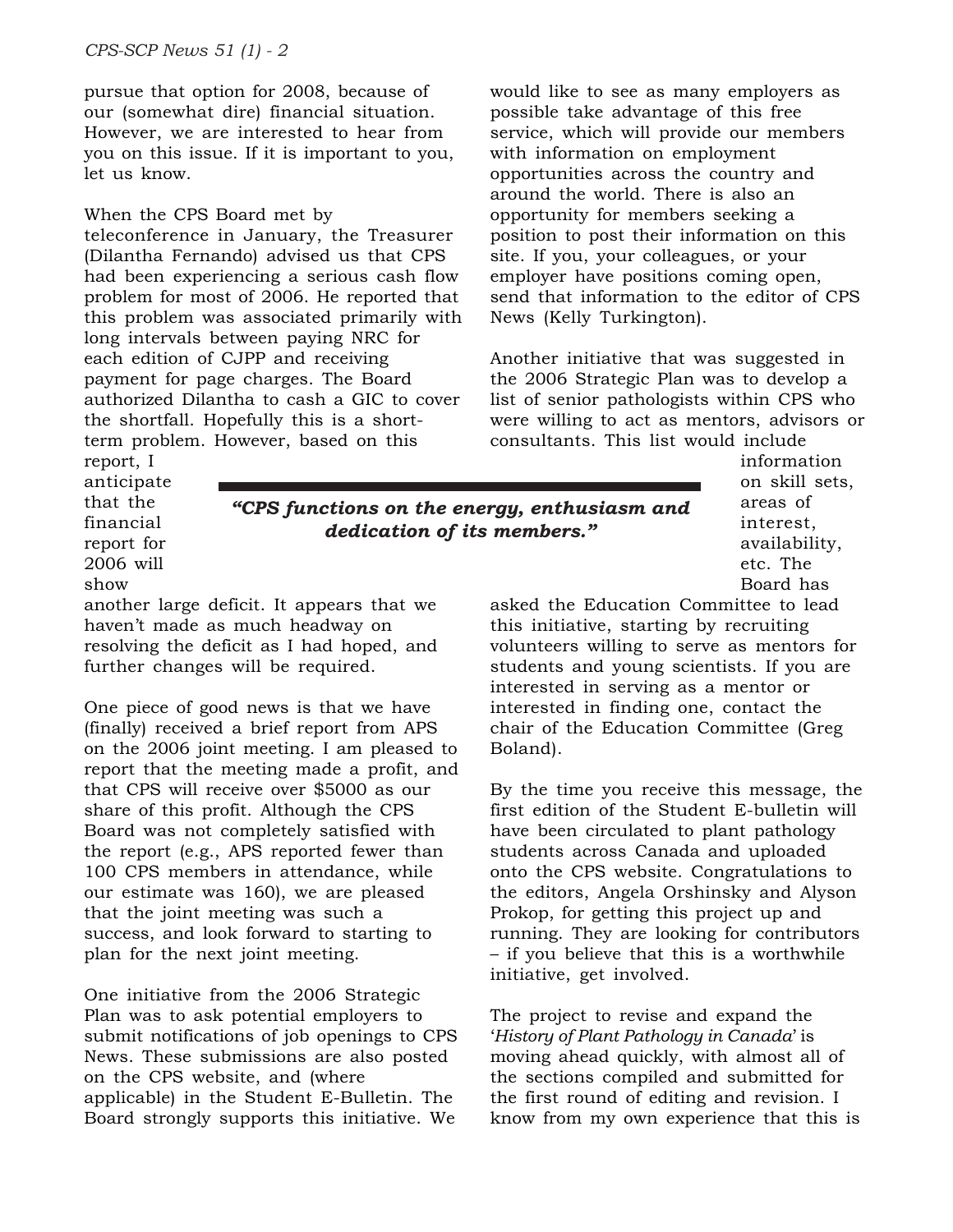pursue that option for 2008, because of our (somewhat dire) financial situation. However, we are interested to hear from you on this issue. If it is important to you, let us know.

When the CPS Board met by teleconference in January, the Treasurer (Dilantha Fernando) advised us that CPS had been experiencing a serious cash flow problem for most of 2006. He reported that this problem was associated primarily with long intervals between paying NRC for each edition of CJPP and receiving payment for page charges. The Board authorized Dilantha to cash a GIC to cover the shortfall. Hopefully this is a short-term problem. However, based on this report, I anticipate that the financial report for 2006 will show another large deficit. It appears that we haven't made as much headway on resolving the deficit as I had hoped, and further changes will be required.

> ***"CPS functions on the energy, enthusiasm and dedication of its members."***

One piece of good news is that we have (finally) received a brief report from APS on the 2006 joint meeting. I am pleased to report that the meeting made a profit, and that CPS will receive over $5000 as our share of this profit. Although the CPS Board was not completely satisfied with the report (e.g., APS reported fewer than 100 CPS members in attendance, while our estimate was 160), we are pleased that the joint meeting was such a success, and look forward to starting to plan for the next joint meeting.

One initiative from the 2006 Strategic Plan was to ask potential employers to submit notifications of job openings to CPS News. These submissions are also posted on the CPS website, and (where applicable) in the Student E-Bulletin. The Board strongly supports this initiative. We would like to see as many employers as possible take advantage of this free service, which will provide our members with information on employment opportunities across the country and around the world. There is also an opportunity for members seeking a position to post their information on this site. If you, your colleagues, or your employer have positions coming open, send that information to the editor of CPS News (Kelly Turkington).

Another initiative that was suggested in the 2006 Strategic Plan was to develop a list of senior pathologists within CPS who were willing to act as mentors, advisors or consultants. This list would include information on skill sets, areas of interest, availability, etc. The Board has asked the Education Committee to lead this initiative, starting by recruiting volunteers willing to serve as mentors for students and young scientists. If you are interested in serving as a mentor or interested in finding one, contact the chair of the Education Committee (Greg Boland).

By the time you receive this message, the first edition of the Student E-bulletin will have been circulated to plant pathology students across Canada and uploaded onto the CPS website. Congratulations to the editors, Angela Orshinsky and Alyson Prokop, for getting this project up and running. They are looking for contributors – if you believe that this is a worthwhile initiative, get involved.

The project to revise and expand the '*History of Plant Pathology in Canada*' is moving ahead quickly, with almost all of the sections compiled and submitted for the first round of editing and revision. I know from my own experience that this is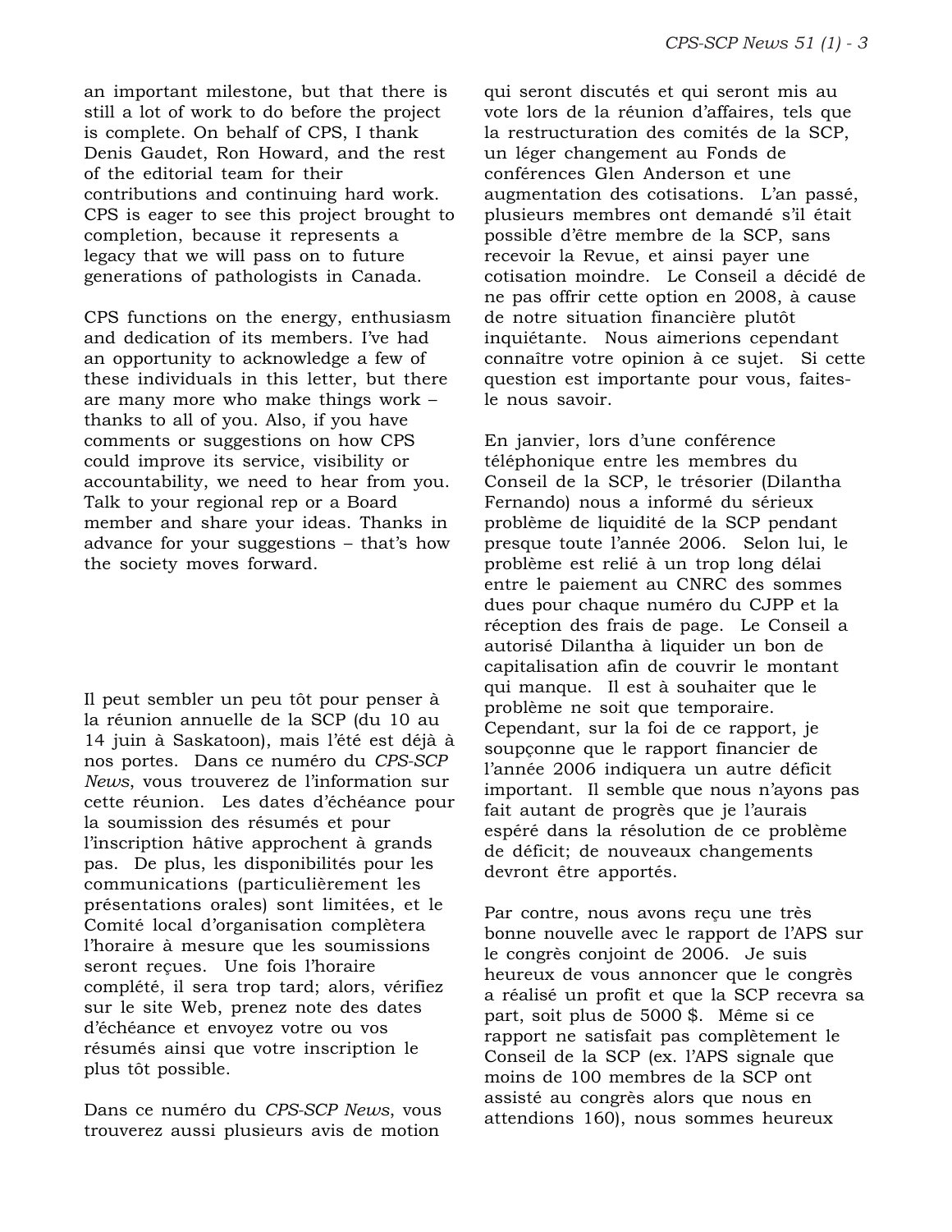an important milestone, but that there is still a lot of work to do before the project is complete. On behalf of CPS, I thank Denis Gaudet, Ron Howard, and the rest of the editorial team for their contributions and continuing hard work. CPS is eager to see this project brought to completion, because it represents a legacy that we will pass on to future generations of pathologists in Canada.

CPS functions on the energy, enthusiasm and dedication of its members. I've had an opportunity to acknowledge a few of these individuals in this letter, but there are many more who make things work – thanks to all of you. Also, if you have comments or suggestions on how CPS could improve its service, visibility or accountability, we need to hear from you. Talk to your regional rep or a Board member and share your ideas. Thanks in advance for your suggestions – that's how the society moves forward.

Il peut sembler un peu tôt pour penser à la réunion annuelle de la SCP (du 10 au 14 juin à Saskatoon), mais l'été est déjà à nos portes. Dans ce numéro du *CPS-SCP News*, vous trouverez de l'information sur cette réunion. Les dates d'échéance pour la soumission des résumés et pour l'inscription hâtive approchent à grands pas. De plus, les disponibilités pour les communications (particulièrement les présentations orales) sont limitées, et le Comité local d'organisation complètera l'horaire à mesure que les soumissions seront reçues. Une fois l'horaire complété, il sera trop tard; alors, vérifiez sur le site Web, prenez note des dates d'échéance et envoyez votre ou vos résumés ainsi que votre inscription le plus tôt possible.

Dans ce numéro du *CPS-SCP News*, vous trouverez aussi plusieurs avis de motion qui seront discutés et qui seront mis au vote lors de la réunion d'affaires, tels que la restructuration des comités de la SCP, un léger changement au Fonds de conférences Glen Anderson et une augmentation des cotisations. L'an passé, plusieurs membres ont demandé s'il était possible d'être membre de la SCP, sans recevoir la Revue, et ainsi payer une cotisation moindre. Le Conseil a décidé de ne pas offrir cette option en 2008, à cause de notre situation financière plutôt inquiétante. Nous aimerions cependant connaître votre opinion à ce sujet. Si cette question est importante pour vous, faites-le nous savoir.

En janvier, lors d'une conférence téléphonique entre les membres du Conseil de la SCP, le trésorier (Dilantha Fernando) nous a informé du sérieux problème de liquidité de la SCP pendant presque toute l'année 2006. Selon lui, le problème est relié à un trop long délai entre le paiement au CNRC des sommes dues pour chaque numéro du CJPP et la réception des frais de page. Le Conseil a autorisé Dilantha à liquider un bon de capitalisation afin de couvrir le montant qui manque. Il est à souhaiter que le problème ne soit que temporaire. Cependant, sur la foi de ce rapport, je soupçonne que le rapport financier de l'année 2006 indiquera un autre déficit important. Il semble que nous n'ayons pas fait autant de progrès que je l'aurais espéré dans la résolution de ce problème de déficit; de nouveaux changements devront être apportés.

Par contre, nous avons reçu une très bonne nouvelle avec le rapport de l'APS sur le congrès conjoint de 2006. Je suis heureux de vous annoncer que le congrès a réalisé un profit et que la SCP recevra sa part, soit plus de 5000 $. Même si ce rapport ne satisfait pas complètement le Conseil de la SCP (ex. l'APS signale que moins de 100 membres de la SCP ont assisté au congrès alors que nous en attendions 160), nous sommes heureux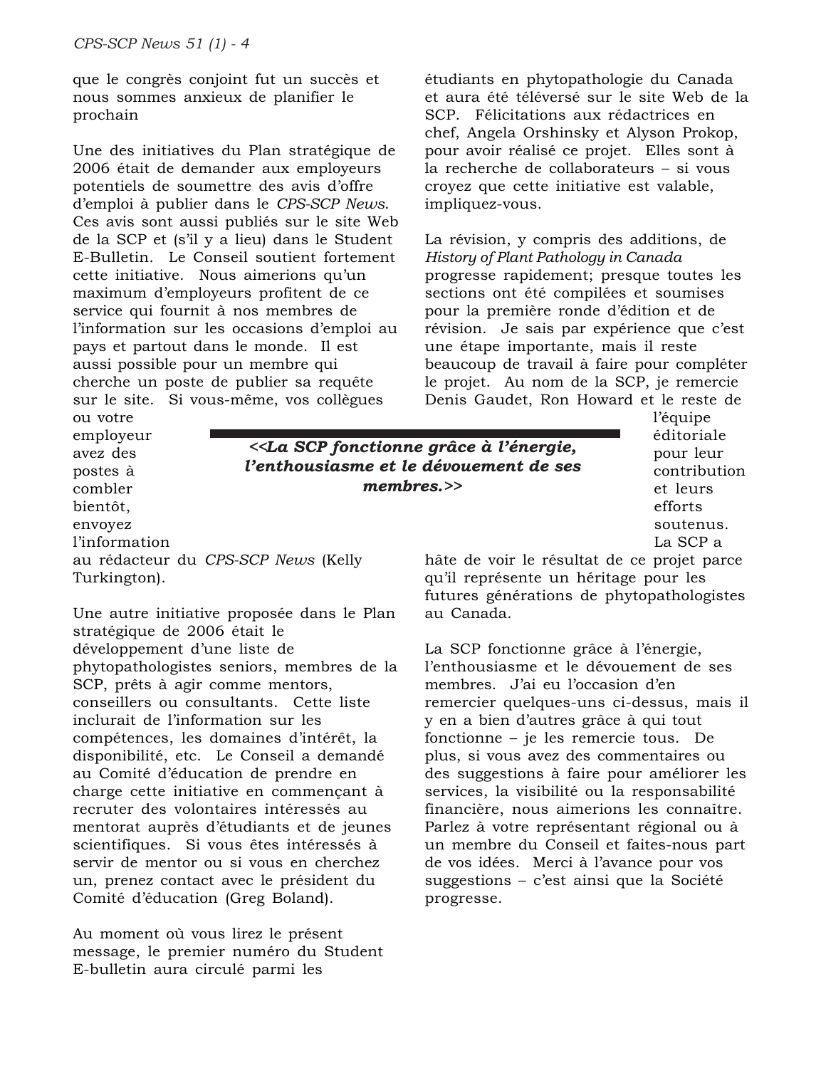que le congrès conjoint fut un succès et nous sommes anxieux de planifier le prochain

Une des initiatives du Plan stratégique de 2006 était de demander aux employeurs potentiels de soumettre des avis d'offre d'emploi à publier dans le *CPS-SCP News*. Ces avis sont aussi publiés sur le site Web de la SCP et (s'il y a lieu) dans le Student E-Bulletin. Le Conseil soutient fortement cette initiative. Nous aimerions qu'un maximum d'employeurs profitent de ce service qui fournit à nos membres de l'information sur les occasions d'emploi au pays et partout dans le monde. Il est aussi possible pour un membre qui cherche un poste de publier sa requête sur le site. Si vous-même, vos collègues ou votre employeur avez des postes à combler bientôt, envoyez l'information au rédacteur du *CPS-SCP News* (Kelly Turkington).

Une autre initiative proposée dans le Plan stratégique de 2006 était le développement d'une liste de phytopathologistes seniors, membres de la SCP, prêts à agir comme mentors, conseillers ou consultants. Cette liste inclurait de l'information sur les compétences, les domaines d'intérêt, la disponibilité, etc. Le Conseil a demandé au Comité d'éducation de prendre en charge cette initiative en commençant à recruter des volontaires intéressés au mentorat auprès d'étudiants et de jeunes scientifiques. Si vous êtes intéressés à servir de mentor ou si vous en cherchez un, prenez contact avec le président du Comité d'éducation (Greg Boland).

Au moment où vous lirez le présent message, le premier numéro du Student E-bulletin aura circulé parmi les étudiants en phytopathologie du Canada et aura été téléversé sur le site Web de la SCP. Félicitations aux rédactrices en chef, Angela Orshinsky et Alyson Prokop, pour avoir réalisé ce projet. Elles sont à la recherche de collaborateurs – si vous croyez que cette initiative est valable, impliquez-vous.

La révision, y compris des additions, de *History of Plant Pathology in Canada* progresse rapidement; presque toutes les sections ont été compilées et soumises pour la première ronde d'édition et de révision. Je sais par expérience que c'est une étape importante, mais il reste beaucoup de travail à faire pour compléter le projet. Au nom de la SCP, je remercie Denis Gaudet, Ron Howard et le reste de l'équipe éditoriale pour leur contribution et leurs efforts soutenus. La SCP a hâte de voir le résultat de ce projet parce qu'il représente un héritage pour les futures générations de phytopathologistes au Canada.

***<<La SCP fonctionne grâce à l'énergie, l'enthousiasme et le dévouement de ses membres.>>***

La SCP fonctionne grâce à l'énergie, l'enthousiasme et le dévouement de ses membres. J'ai eu l'occasion d'en remercier quelques-uns ci-dessus, mais il y en a bien d'autres grâce à qui tout fonctionne – je les remercie tous. De plus, si vous avez des commentaires ou des suggestions à faire pour améliorer les services, la visibilité ou la responsabilité financière, nous aimerions les connaître. Parlez à votre représentant régional ou à un membre du Conseil et faites-nous part de vos idées. Merci à l'avance pour vos suggestions – c'est ainsi que la Société progresse.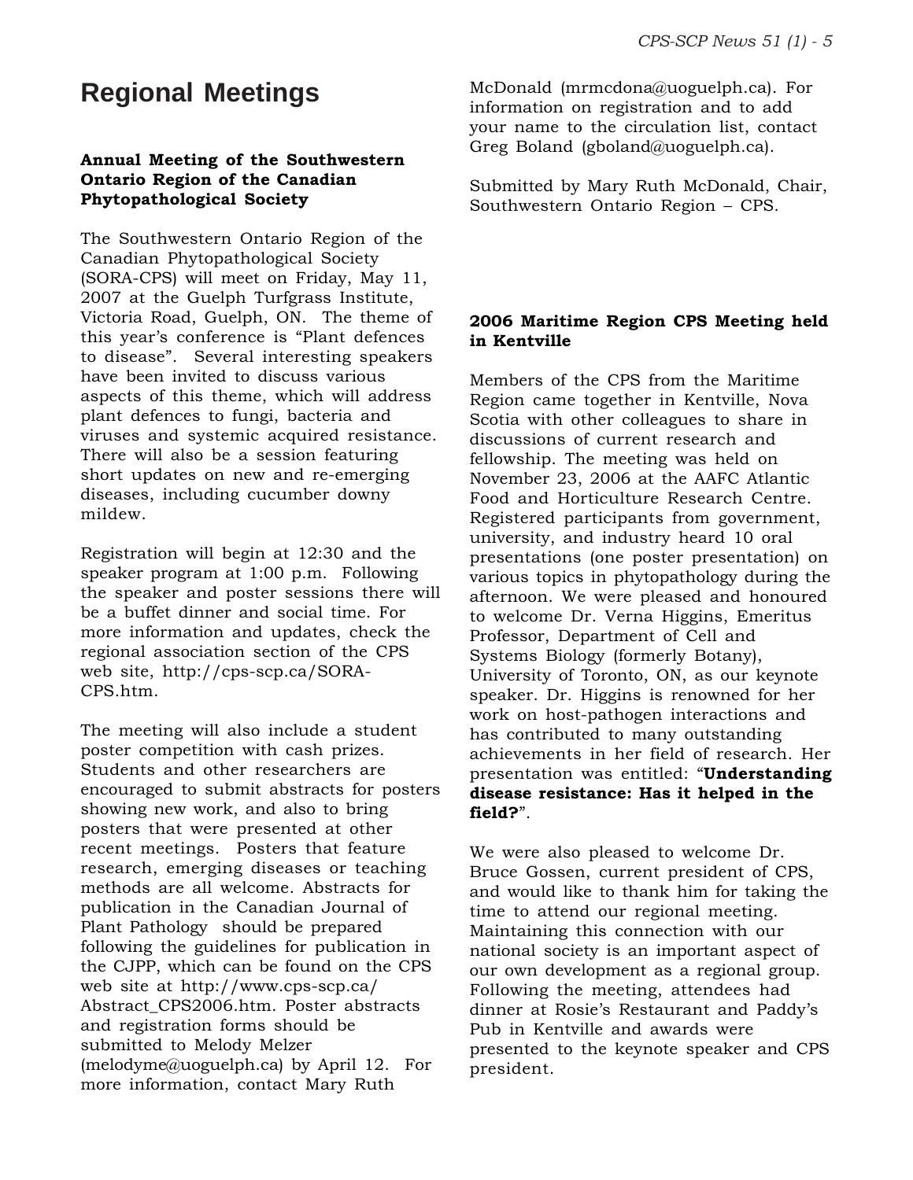# Regional Meetings

**Annual Meeting of the Southwestern Ontario Region of the Canadian Phytopathological Society**

The Southwestern Ontario Region of the Canadian Phytopathological Society (SORA-CPS) will meet on Friday, May 11, 2007 at the Guelph Turfgrass Institute, Victoria Road, Guelph, ON. The theme of this year's conference is "Plant defences to disease". Several interesting speakers have been invited to discuss various aspects of this theme, which will address plant defences to fungi, bacteria and viruses and systemic acquired resistance. There will also be a session featuring short updates on new and re-emerging diseases, including cucumber downy mildew.

Registration will begin at 12:30 and the speaker program at 1:00 p.m. Following the speaker and poster sessions there will be a buffet dinner and social time. For more information and updates, check the regional association section of the CPS web site, http://cps-scp.ca/SORA-CPS.htm.

The meeting will also include a student poster competition with cash prizes. Students and other researchers are encouraged to submit abstracts for posters showing new work, and also to bring posters that were presented at other recent meetings. Posters that feature research, emerging diseases or teaching methods are all welcome. Abstracts for publication in the Canadian Journal of Plant Pathology should be prepared following the guidelines for publication in the CJPP, which can be found on the CPS web site at http://www.cps-scp.ca/Abstract_CPS2006.htm. Poster abstracts and registration forms should be submitted to Melody Melzer (melodyme@uoguelph.ca) by April 12. For more information, contact Mary Ruth McDonald (mrmcdona@uoguelph.ca). For information on registration and to add your name to the circulation list, contact Greg Boland (gboland@uoguelph.ca).

Submitted by Mary Ruth McDonald, Chair, Southwestern Ontario Region – CPS.

**2006 Maritime Region CPS Meeting held in Kentville**

Members of the CPS from the Maritime Region came together in Kentville, Nova Scotia with other colleagues to share in discussions of current research and fellowship. The meeting was held on November 23, 2006 at the AAFC Atlantic Food and Horticulture Research Centre. Registered participants from government, university, and industry heard 10 oral presentations (one poster presentation) on various topics in phytopathology during the afternoon. We were pleased and honoured to welcome Dr. Verna Higgins, Emeritus Professor, Department of Cell and Systems Biology (formerly Botany), University of Toronto, ON, as our keynote speaker. Dr. Higgins is renowned for her work on host-pathogen interactions and has contributed to many outstanding achievements in her field of research. Her presentation was entitled: "**Understanding disease resistance: Has it helped in the field?**".

We were also pleased to welcome Dr. Bruce Gossen, current president of CPS, and would like to thank him for taking the time to attend our regional meeting. Maintaining this connection with our national society is an important aspect of our own development as a regional group. Following the meeting, attendees had dinner at Rosie's Restaurant and Paddy's Pub in Kentville and awards were presented to the keynote speaker and CPS president.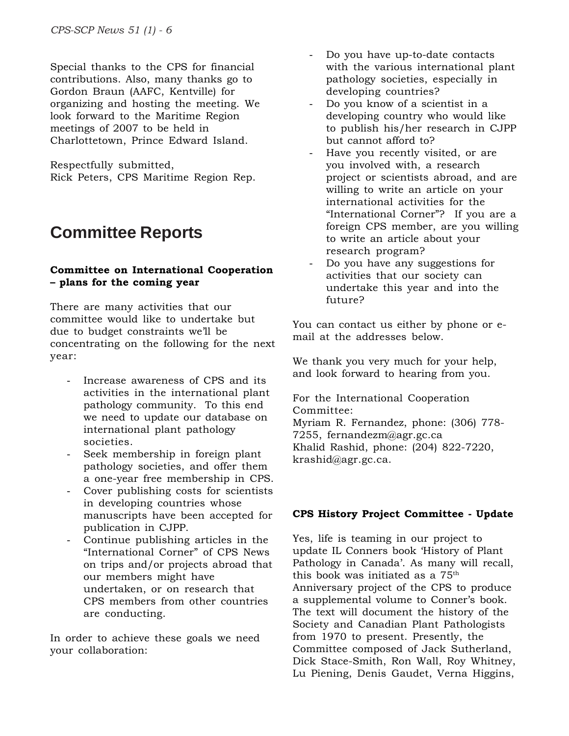Special thanks to the CPS for financial contributions. Also, many thanks go to Gordon Braun (AAFC, Kentville) for organizing and hosting the meeting. We look forward to the Maritime Region meetings of 2007 to be held in Charlottetown, Prince Edward Island.

Respectfully submitted,
Rick Peters, CPS Maritime Region Rep.

# Committee Reports

**Committee on International Cooperation – plans for the coming year**

There are many activities that our committee would like to undertake but due to budget constraints we'll be concentrating on the following for the next year:

- Increase awareness of CPS and its activities in the international plant pathology community. To this end we need to update our database on international plant pathology societies.
- Seek membership in foreign plant pathology societies, and offer them a one-year free membership in CPS.
- Cover publishing costs for scientists in developing countries whose manuscripts have been accepted for publication in CJPP.
- Continue publishing articles in the "International Corner" of CPS News on trips and/or projects abroad that our members might have undertaken, or on research that CPS members from other countries are conducting.

In order to achieve these goals we need your collaboration:

- Do you have up-to-date contacts with the various international plant pathology societies, especially in developing countries?
- Do you know of a scientist in a developing country who would like to publish his/her research in CJPP but cannot afford to?
- Have you recently visited, or are you involved with, a research project or scientists abroad, and are willing to write an article on your international activities for the "International Corner"? If you are a foreign CPS member, are you willing to write an article about your research program?
- Do you have any suggestions for activities that our society can undertake this year and into the future?

You can contact us either by phone or e-mail at the addresses below.

We thank you very much for your help, and look forward to hearing from you.

For the International Cooperation Committee:
Myriam R. Fernandez, phone: (306) 778-7255, fernandezm@agr.gc.ca
Khalid Rashid, phone: (204) 822-7220, krashid@agr.gc.ca.

**CPS History Project Committee - Update**

Yes, life is teaming in our project to update IL Conners book 'History of Plant Pathology in Canada'. As many will recall, this book was initiated as a 75th Anniversary project of the CPS to produce a supplemental volume to Conner's book. The text will document the history of the Society and Canadian Plant Pathologists from 1970 to present. Presently, the Committee composed of Jack Sutherland, Dick Stace-Smith, Ron Wall, Roy Whitney, Lu Piening, Denis Gaudet, Verna Higgins,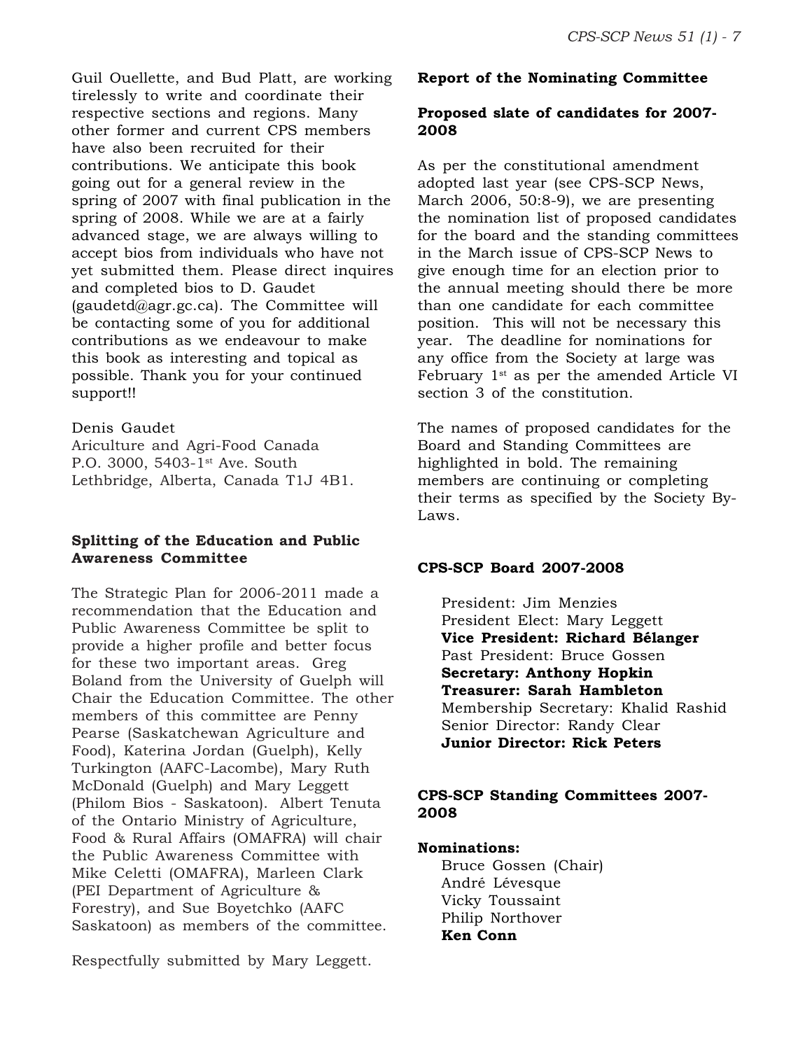Guil Ouellette, and Bud Platt, are working tirelessly to write and coordinate their respective sections and regions. Many other former and current CPS members have also been recruited for their contributions. We anticipate this book going out for a general review in the spring of 2007 with final publication in the spring of 2008. While we are at a fairly advanced stage, we are always willing to accept bios from individuals who have not yet submitted them. Please direct inquires and completed bios to D. Gaudet (gaudetd@agr.gc.ca). The Committee will be contacting some of you for additional contributions as we endeavour to make this book as interesting and topical as possible. Thank you for your continued support!!

Denis Gaudet
Ariculture and Agri-Food Canada
P.O. 3000, 5403-1st Ave. South
Lethbridge, Alberta, Canada T1J 4B1.

### Splitting of the Education and Public Awareness Committee

The Strategic Plan for 2006-2011 made a recommendation that the Education and Public Awareness Committee be split to provide a higher profile and better focus for these two important areas. Greg Boland from the University of Guelph will Chair the Education Committee. The other members of this committee are Penny Pearse (Saskatchewan Agriculture and Food), Katerina Jordan (Guelph), Kelly Turkington (AAFC-Lacombe), Mary Ruth McDonald (Guelph) and Mary Leggett (Philom Bios - Saskatoon). Albert Tenuta of the Ontario Ministry of Agriculture, Food & Rural Affairs (OMAFRA) will chair the Public Awareness Committee with Mike Celetti (OMAFRA), Marleen Clark (PEI Department of Agriculture & Forestry), and Sue Boyetchko (AAFC Saskatoon) as members of the committee.

Respectfully submitted by Mary Leggett.

### Report of the Nominating Committee

### Proposed slate of candidates for 2007-2008

As per the constitutional amendment adopted last year (see CPS-SCP News, March 2006, 50:8-9), we are presenting the nomination list of proposed candidates for the board and the standing committees in the March issue of CPS-SCP News to give enough time for an election prior to the annual meeting should there be more than one candidate for each committee position. This will not be necessary this year. The deadline for nominations for any office from the Society at large was February 1st as per the amended Article VI section 3 of the constitution.

The names of proposed candidates for the Board and Standing Committees are highlighted in bold. The remaining members are continuing or completing their terms as specified by the Society By-Laws.

### CPS-SCP Board 2007-2008

President: Jim Menzies
President Elect: Mary Leggett
**Vice President: Richard Bélanger**
Past President: Bruce Gossen
**Secretary: Anthony Hopkin**
**Treasurer: Sarah Hambleton**
Membership Secretary: Khalid Rashid
Senior Director: Randy Clear
**Junior Director: Rick Peters**

### CPS-SCP Standing Committees 2007-2008

**Nominations:**
Bruce Gossen (Chair)
André Lévesque
Vicky Toussaint
Philip Northover
**Ken Conn**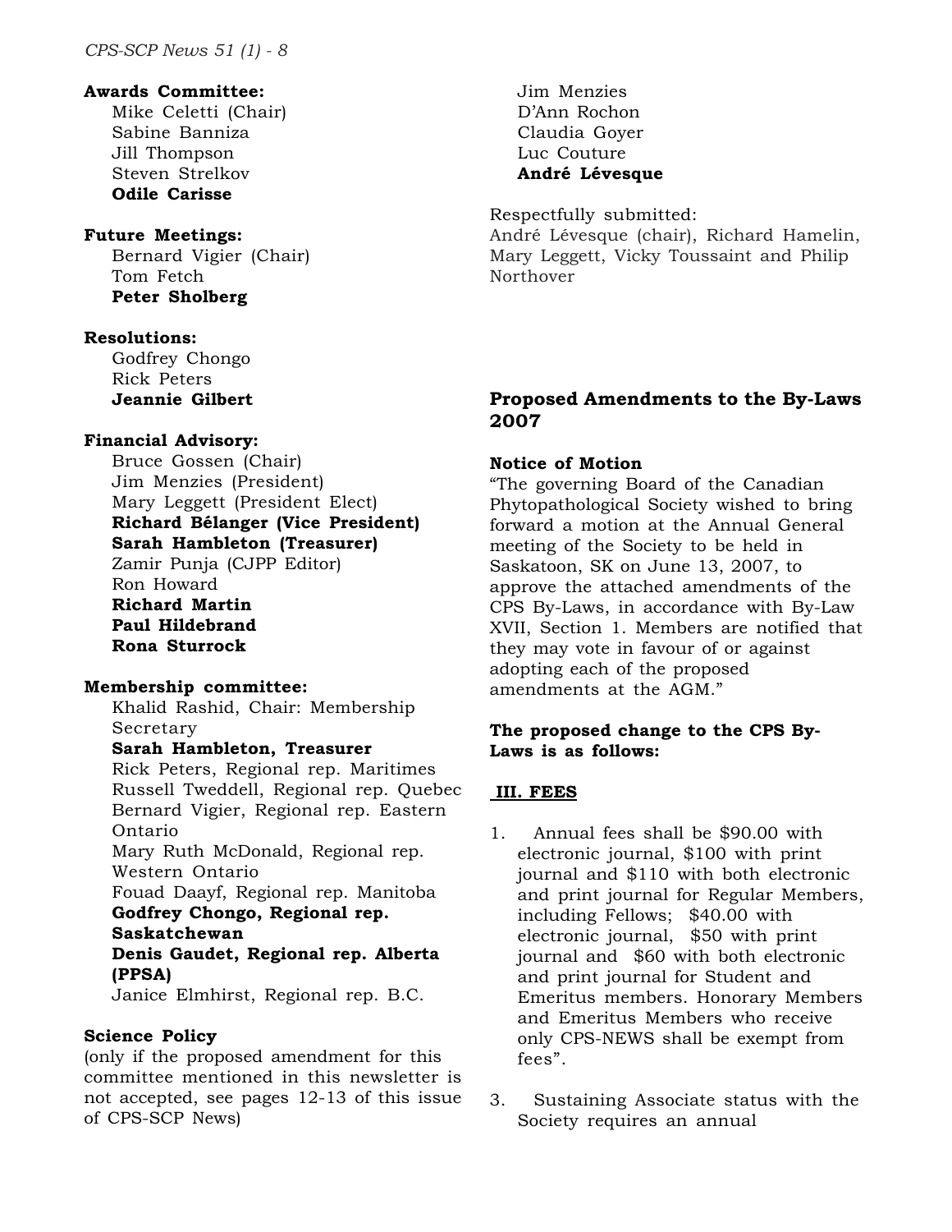**Awards Committee:**
Mike Celetti (Chair)
Sabine Banniza
Jill Thompson
Steven Strelkov
**Odile Carisse**

**Future Meetings:**
Bernard Vigier (Chair)
Tom Fetch
**Peter Sholberg**

**Resolutions:**
Godfrey Chongo
Rick Peters
**Jeannie Gilbert**

**Financial Advisory:**
Bruce Gossen (Chair)
Jim Menzies (President)
Mary Leggett (President Elect)
**Richard Bélanger (Vice President)**
**Sarah Hambleton (Treasurer)**
Zamir Punja (CJPP Editor)
Ron Howard
**Richard Martin**
**Paul Hildebrand**
**Rona Sturrock**

**Membership committee:**
Khalid Rashid, Chair: Membership Secretary
**Sarah Hambleton, Treasurer**
Rick Peters, Regional rep. Maritimes
Russell Tweddell, Regional rep. Quebec
Bernard Vigier, Regional rep. Eastern Ontario
Mary Ruth McDonald, Regional rep. Western Ontario
Fouad Daayf, Regional rep. Manitoba
**Godfrey Chongo, Regional rep. Saskatchewan**
**Denis Gaudet, Regional rep. Alberta (PPSA)**
Janice Elmhirst, Regional rep. B.C.

**Science Policy**
(only if the proposed amendment for this committee mentioned in this newsletter is not accepted, see pages 12-13 of this issue of CPS-SCP News)
Jim Menzies
D'Ann Rochon
Claudia Goyer
Luc Couture
**André Lévesque**

Respectfully submitted:
André Lévesque (chair), Richard Hamelin, Mary Leggett, Vicky Toussaint and Philip Northover

## Proposed Amendments to the By-Laws 2007

**Notice of Motion**
"The governing Board of the Canadian Phytopathological Society wished to bring forward a motion at the Annual General meeting of the Society to be held in Saskatoon, SK on June 13, 2007, to approve the attached amendments of the CPS By-Laws, in accordance with By-Law XVII, Section 1. Members are notified that they may vote in favour of or against adopting each of the proposed amendments at the AGM."

**The proposed change to the CPS By-Laws is as follows:**

**III. FEES**

1. Annual fees shall be $90.00 with electronic journal, $100 with print journal and $110 with both electronic and print journal for Regular Members, including Fellows; $40.00 with electronic journal, $50 with print journal and $60 with both electronic and print journal for Student and Emeritus members. Honorary Members and Emeritus Members who receive only CPS-NEWS shall be exempt from fees".

3. Sustaining Associate status with the Society requires an annual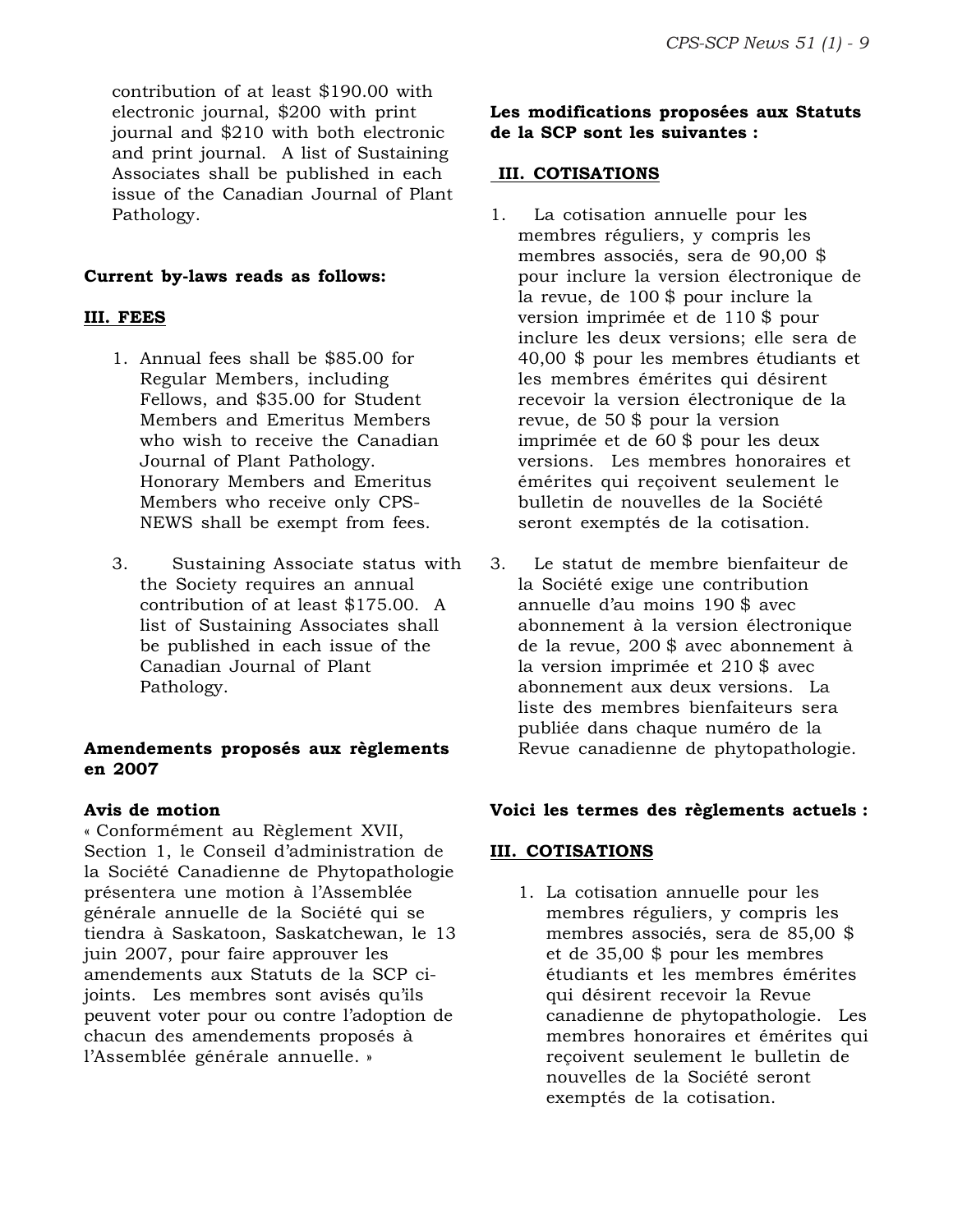contribution of at least $190.00 with electronic journal, $200 with print journal and $210 with both electronic and print journal. A list of Sustaining Associates shall be published in each issue of the Canadian Journal of Plant Pathology.

**Current by-laws reads as follows:**

**III. FEES**

1. Annual fees shall be $85.00 for Regular Members, including Fellows, and $35.00 for Student Members and Emeritus Members who wish to receive the Canadian Journal of Plant Pathology. Honorary Members and Emeritus Members who receive only CPS-NEWS shall be exempt from fees.

3. Sustaining Associate status with the Society requires an annual contribution of at least $175.00. A list of Sustaining Associates shall be published in each issue of the Canadian Journal of Plant Pathology.

**Amendements proposés aux règlements en 2007**

**Avis de motion**

« Conformément au Règlement XVII, Section 1, le Conseil d'administration de la Société Canadienne de Phytopathologie présentera une motion à l'Assemblée générale annuelle de la Société qui se tiendra à Saskatoon, Saskatchewan, le 13 juin 2007, pour faire approuver les amendements aux Statuts de la SCP ci-joints. Les membres sont avisés qu'ils peuvent voter pour ou contre l'adoption de chacun des amendements proposés à l'Assemblée générale annuelle. »

**Les modifications proposées aux Statuts de la SCP sont les suivantes :**

**III. COTISATIONS**

1. La cotisation annuelle pour les membres réguliers, y compris les membres associés, sera de 90,00 $ pour inclure la version électronique de la revue, de 100 $ pour inclure la version imprimée et de 110 $ pour inclure les deux versions; elle sera de 40,00 $ pour les membres étudiants et les membres émérites qui désirent recevoir la version électronique de la revue, de 50 $ pour la version imprimée et de 60 $ pour les deux versions. Les membres honoraires et émérites qui reçoivent seulement le bulletin de nouvelles de la Société seront exemptés de la cotisation.

3. Le statut de membre bienfaiteur de la Société exige une contribution annuelle d'au moins 190 $ avec abonnement à la version électronique de la revue, 200 $ avec abonnement à la version imprimée et 210 $ avec abonnement aux deux versions. La liste des membres bienfaiteurs sera publiée dans chaque numéro de la Revue canadienne de phytopathologie.

**Voici les termes des règlements actuels :**

**III. COTISATIONS**

1. La cotisation annuelle pour les membres réguliers, y compris les membres associés, sera de 85,00 $ et de 35,00 $ pour les membres étudiants et les membres émérites qui désirent recevoir la Revue canadienne de phytopathologie. Les membres honoraires et émérites qui reçoivent seulement le bulletin de nouvelles de la Société seront exemptés de la cotisation.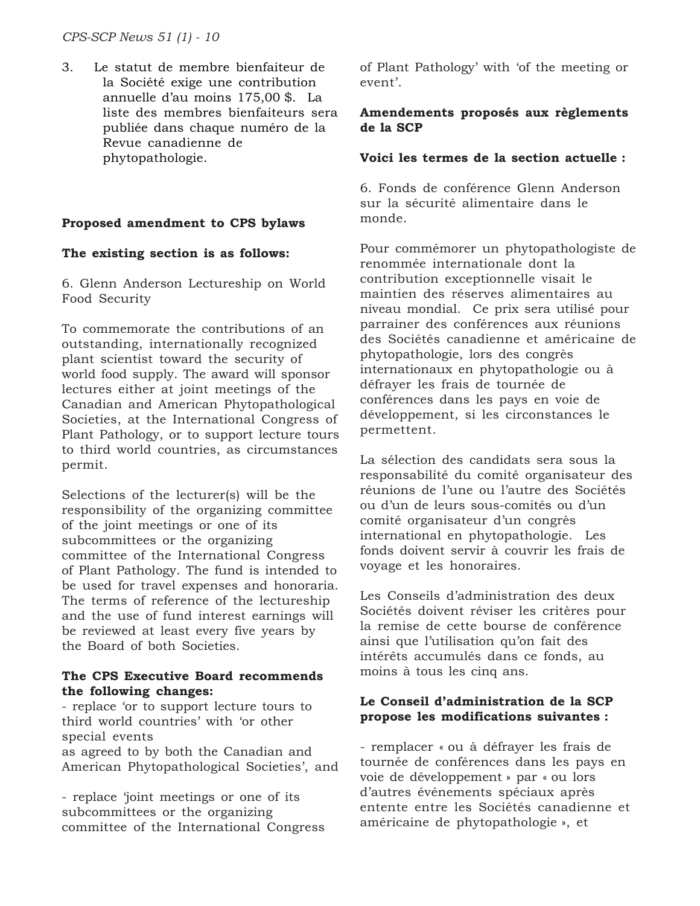3. Le statut de membre bienfaiteur de la Société exige une contribution annuelle d'au moins 175,00 $. La liste des membres bienfaiteurs sera publiée dans chaque numéro de la Revue canadienne de phytopathologie.

**Proposed amendment to CPS bylaws**

**The existing section is as follows:**

6. Glenn Anderson Lectureship on World Food Security

To commemorate the contributions of an outstanding, internationally recognized plant scientist toward the security of world food supply. The award will sponsor lectures either at joint meetings of the Canadian and American Phytopathological Societies, at the International Congress of Plant Pathology, or to support lecture tours to third world countries, as circumstances permit.

Selections of the lecturer(s) will be the responsibility of the organizing committee of the joint meetings or one of its subcommittees or the organizing committee of the International Congress of Plant Pathology. The fund is intended to be used for travel expenses and honoraria. The terms of reference of the lectureship and the use of fund interest earnings will be reviewed at least every five years by the Board of both Societies.

**The CPS Executive Board recommends the following changes:**

- replace 'or to support lecture tours to third world countries' with 'or other special events as agreed to by both the Canadian and American Phytopathological Societies', and

- replace 'joint meetings or one of its subcommittees or the organizing committee of the International Congress of Plant Pathology' with 'of the meeting or event'.

**Amendements proposés aux règlements de la SCP**

**Voici les termes de la section actuelle :**

6. Fonds de conférence Glenn Anderson sur la sécurité alimentaire dans le monde.

Pour commémorer un phytopathologiste de renommée internationale dont la contribution exceptionnelle visait le maintien des réserves alimentaires au niveau mondial. Ce prix sera utilisé pour parrainer des conférences aux réunions des Sociétés canadienne et américaine de phytopathologie, lors des congrès internationaux en phytopathologie ou à défrayer les frais de tournée de conférences dans les pays en voie de développement, si les circonstances le permettent.

La sélection des candidats sera sous la responsabilité du comité organisateur des réunions de l'une ou l'autre des Sociétés ou d'un de leurs sous-comités ou d'un comité organisateur d'un congrès international en phytopathologie. Les fonds doivent servir à couvrir les frais de voyage et les honoraires.

Les Conseils d'administration des deux Sociétés doivent réviser les critères pour la remise de cette bourse de conférence ainsi que l'utilisation qu'on fait des intérêts accumulés dans ce fonds, au moins à tous les cinq ans.

**Le Conseil d'administration de la SCP propose les modifications suivantes :**

- remplacer « ou à défrayer les frais de tournée de conférences dans les pays en voie de développement » par « ou lors d'autres événements spéciaux après entente entre les Sociétés canadienne et américaine de phytopathologie », et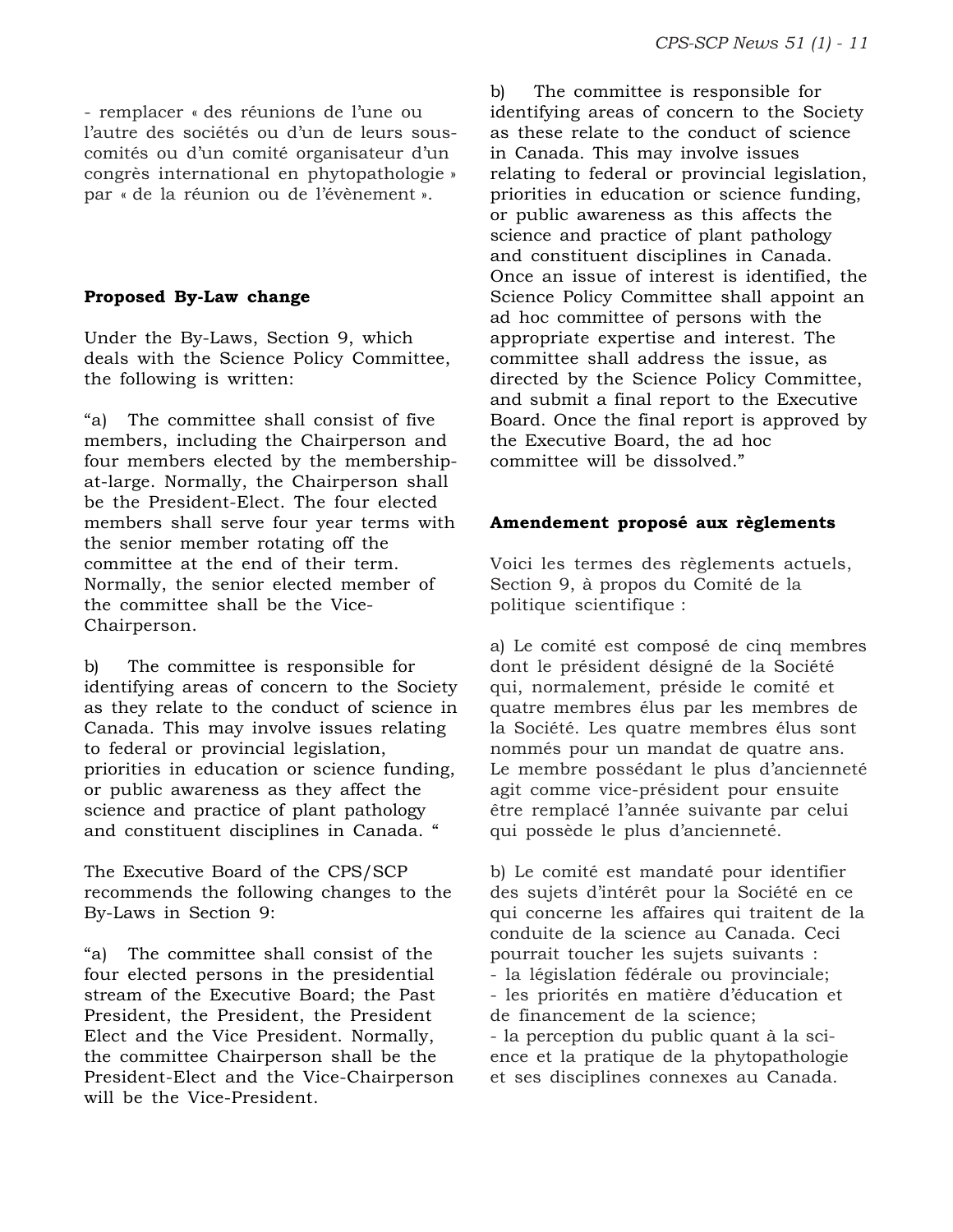- remplacer « des réunions de l'une ou l'autre des sociétés ou d'un de leurs sous-comités ou d'un comité organisateur d'un congrès international en phytopathologie » par « de la réunion ou de l'évènement ».

**Proposed By-Law change**

Under the By-Laws, Section 9, which deals with the Science Policy Committee, the following is written:

"a) The committee shall consist of five members, including the Chairperson and four members elected by the membership-at-large. Normally, the Chairperson shall be the President-Elect. The four elected members shall serve four year terms with the senior member rotating off the committee at the end of their term. Normally, the senior elected member of the committee shall be the Vice-Chairperson.

b) The committee is responsible for identifying areas of concern to the Society as they relate to the conduct of science in Canada. This may involve issues relating to federal or provincial legislation, priorities in education or science funding, or public awareness as they affect the science and practice of plant pathology and constituent disciplines in Canada. "

The Executive Board of the CPS/SCP recommends the following changes to the By-Laws in Section 9:

"a) The committee shall consist of the four elected persons in the presidential stream of the Executive Board; the Past President, the President, the President Elect and the Vice President. Normally, the committee Chairperson shall be the President-Elect and the Vice-Chairperson will be the Vice-President.

b) The committee is responsible for identifying areas of concern to the Society as these relate to the conduct of science in Canada. This may involve issues relating to federal or provincial legislation, priorities in education or science funding, or public awareness as this affects the science and practice of plant pathology and constituent disciplines in Canada. Once an issue of interest is identified, the Science Policy Committee shall appoint an ad hoc committee of persons with the appropriate expertise and interest. The committee shall address the issue, as directed by the Science Policy Committee, and submit a final report to the Executive Board. Once the final report is approved by the Executive Board, the ad hoc committee will be dissolved."

**Amendement proposé aux règlements**

Voici les termes des règlements actuels, Section 9, à propos du Comité de la politique scientifique :

a) Le comité est composé de cinq membres dont le président désigné de la Société qui, normalement, préside le comité et quatre membres élus par les membres de la Société. Les quatre membres élus sont nommés pour un mandat de quatre ans. Le membre possédant le plus d'ancienneté agit comme vice-président pour ensuite être remplacé l'année suivante par celui qui possède le plus d'ancienneté.

b) Le comité est mandaté pour identifier des sujets d'intérêt pour la Société en ce qui concerne les affaires qui traitent de la conduite de la science au Canada. Ceci pourrait toucher les sujets suivants :
- la législation fédérale ou provinciale;
- les priorités en matière d'éducation et de financement de la science;
- la perception du public quant à la science et la pratique de la phytopathologie et ses disciplines connexes au Canada.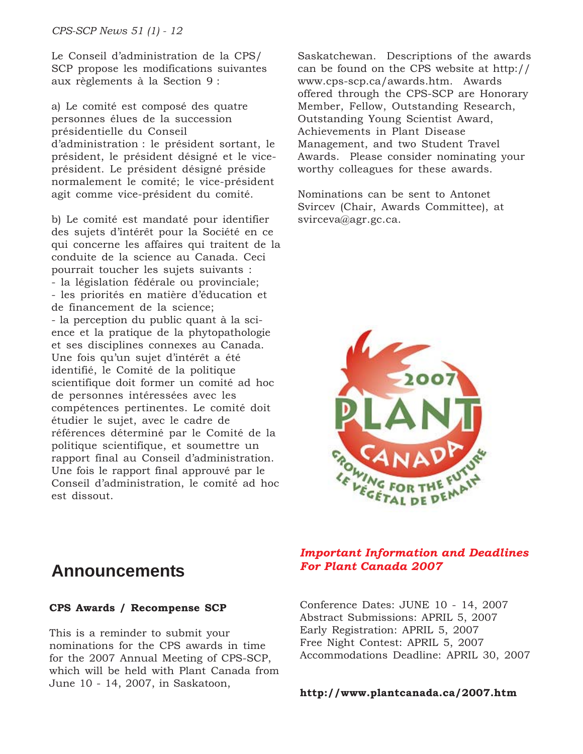Le Conseil d'administration de la CPS/SCP propose les modifications suivantes aux règlements à la Section 9 :

a) Le comité est composé des quatre personnes élues de la succession présidentielle du Conseil d'administration : le président sortant, le président, le président désigné et le vice-président. Le président désigné préside normalement le comité; le vice-président agit comme vice-président du comité.

b) Le comité est mandaté pour identifier des sujets d'intérêt pour la Société en ce qui concerne les affaires qui traitent de la conduite de la science au Canada. Ceci pourrait toucher les sujets suivants :
- la législation fédérale ou provinciale;
- les priorités en matière d'éducation et de financement de la science;
- la perception du public quant à la science et la pratique de la phytopathologie et ses disciplines connexes au Canada.
Une fois qu'un sujet d'intérêt a été identifié, le Comité de la politique scientifique doit former un comité ad hoc de personnes intéressées avec les compétences pertinentes. Le comité doit étudier le sujet, avec le cadre de références déterminé par le Comité de la politique scientifique, et soumettre un rapport final au Conseil d'administration. Une fois le rapport final approuvé par le Conseil d'administration, le comité ad hoc est dissout.

# Announcements

**CPS Awards / Recompense SCP**

This is a reminder to submit your nominations for the CPS awards in time for the 2007 Annual Meeting of CPS-SCP, which will be held with Plant Canada from June 10 - 14, 2007, in Saskatoon, Saskatchewan. Descriptions of the awards can be found on the CPS website at http://www.cps-scp.ca/awards.htm. Awards offered through the CPS-SCP are Honorary Member, Fellow, Outstanding Research, Outstanding Young Scientist Award, Achievements in Plant Disease Management, and two Student Travel Awards. Please consider nominating your worthy colleagues for these awards.

Nominations can be sent to Antonet Svircev (Chair, Awards Committee), at svirceva@agr.gc.ca.

***Important Information and Deadlines For Plant Canada 2007***

Conference Dates: JUNE 10 - 14, 2007
Abstract Submissions: APRIL 5, 2007
Early Registration: APRIL 5, 2007
Free Night Contest: APRIL 5, 2007
Accommodations Deadline: APRIL 30, 2007

**http://www.plantcanada.ca/2007.htm**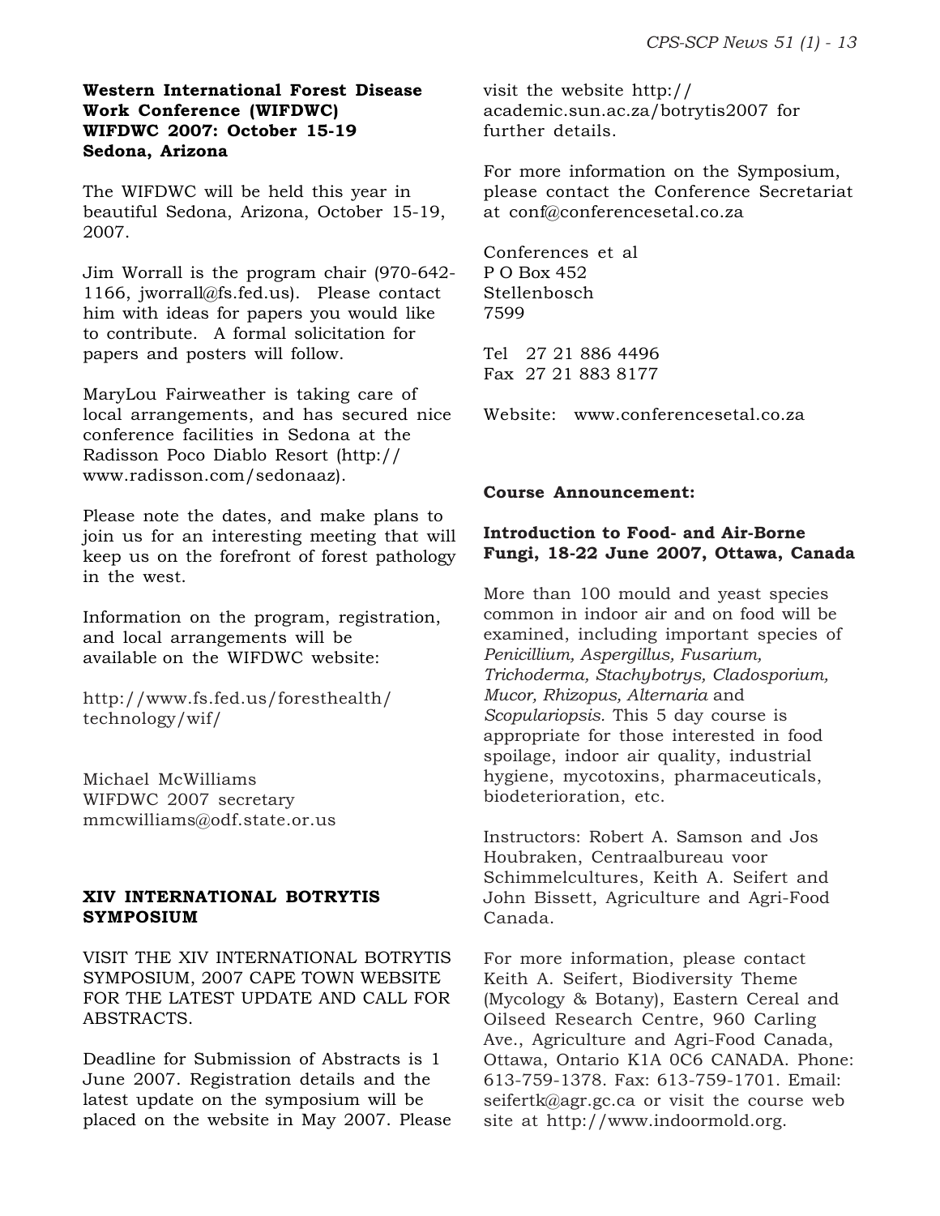**Western International Forest Disease Work Conference (WIFDWC)**
**WIFDWC 2007: October 15-19**
**Sedona, Arizona**

The WIFDWC will be held this year in beautiful Sedona, Arizona, October 15-19, 2007.

Jim Worrall is the program chair (970-642-1166, jworrall@fs.fed.us). Please contact him with ideas for papers you would like to contribute. A formal solicitation for papers and posters will follow.

MaryLou Fairweather is taking care of local arrangements, and has secured nice conference facilities in Sedona at the Radisson Poco Diablo Resort (http://www.radisson.com/sedonaaz).

Please note the dates, and make plans to join us for an interesting meeting that will keep us on the forefront of forest pathology in the west.

Information on the program, registration, and local arrangements will be available on the WIFDWC website:

http://www.fs.fed.us/foresthealth/technology/wif/

Michael McWilliams
WIFDWC 2007 secretary
mmcwilliams@odf.state.or.us

**XIV INTERNATIONAL BOTRYTIS SYMPOSIUM**

VISIT THE XIV INTERNATIONAL BOTRYTIS SYMPOSIUM, 2007 CAPE TOWN WEBSITE FOR THE LATEST UPDATE AND CALL FOR ABSTRACTS.

Deadline for Submission of Abstracts is 1 June 2007. Registration details and the latest update on the symposium will be placed on the website in May 2007. Please visit the website http://academic.sun.ac.za/botrytis2007 for further details.

For more information on the Symposium, please contact the Conference Secretariat at conf@conferencesetal.co.za

Conferences et al
P O Box 452
Stellenbosch
7599

Tel 27 21 886 4496
Fax 27 21 883 8177

Website: www.conferencesetal.co.za

**Course Announcement:**

**Introduction to Food- and Air-Borne Fungi, 18-22 June 2007, Ottawa, Canada**

More than 100 mould and yeast species common in indoor air and on food will be examined, including important species of *Penicillium, Aspergillus, Fusarium, Trichoderma, Stachybotrys, Cladosporium, Mucor, Rhizopus, Alternaria* and *Scopulariopsis.* This 5 day course is appropriate for those interested in food spoilage, indoor air quality, industrial hygiene, mycotoxins, pharmaceuticals, biodeterioration, etc.

Instructors: Robert A. Samson and Jos Houbraken, Centraalbureau voor Schimmelcultures, Keith A. Seifert and John Bissett, Agriculture and Agri-Food Canada.

For more information, please contact Keith A. Seifert, Biodiversity Theme (Mycology & Botany), Eastern Cereal and Oilseed Research Centre, 960 Carling Ave., Agriculture and Agri-Food Canada, Ottawa, Ontario K1A 0C6 CANADA. Phone: 613-759-1378. Fax: 613-759-1701. Email: seifertk@agr.gc.ca or visit the course web site at http://www.indoormold.org.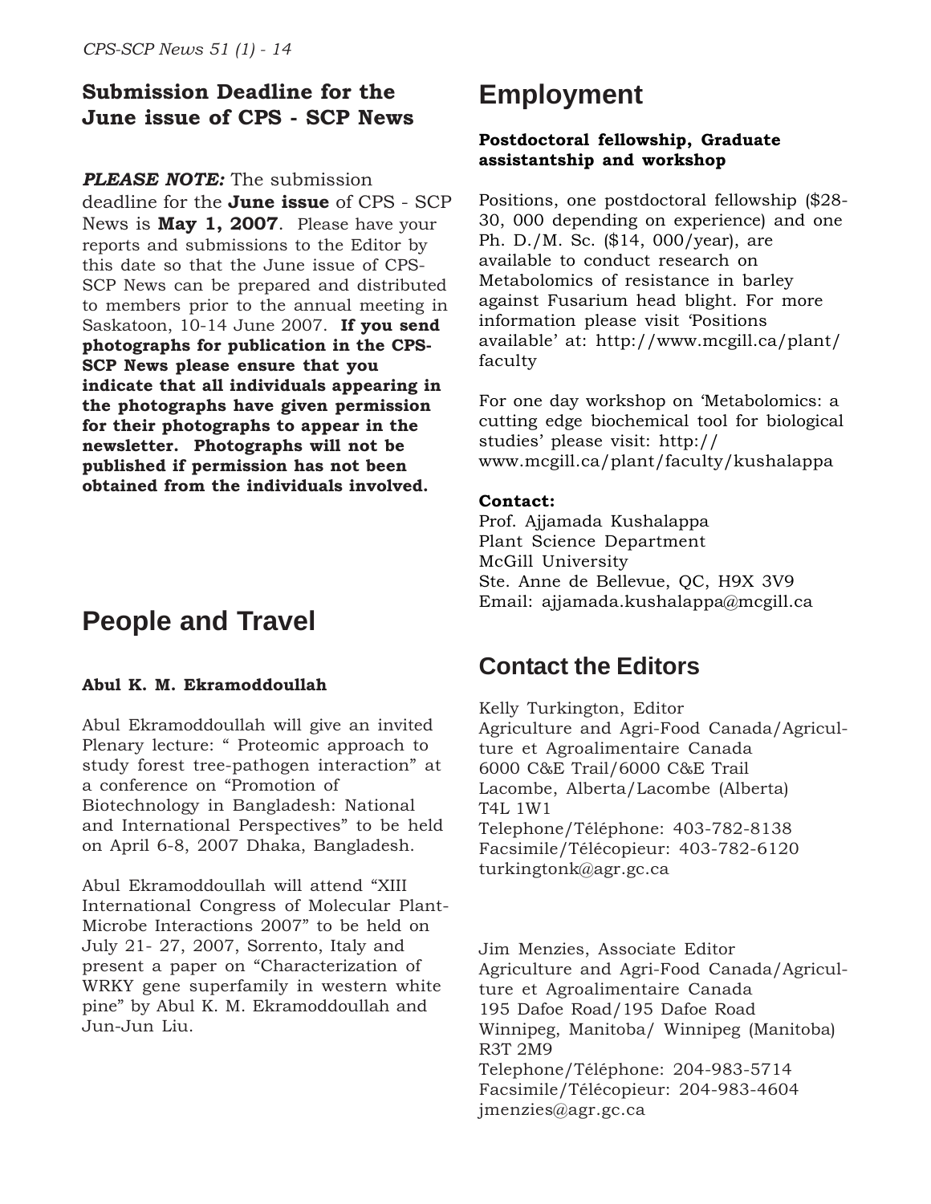## Submission Deadline for the June issue of CPS - SCP News

***PLEASE NOTE:*** The submission deadline for the **June issue** of CPS - SCP News is **May 1, 2007**. Please have your reports and submissions to the Editor by this date so that the June issue of CPS-SCP News can be prepared and distributed to members prior to the annual meeting in Saskatoon, 10-14 June 2007. **If you send photographs for publication in the CPS-SCP News please ensure that you indicate that all individuals appearing in the photographs have given permission for their photographs to appear in the newsletter. Photographs will not be published if permission has not been obtained from the individuals involved.**

# People and Travel

**Abul K. M. Ekramoddoullah**

Abul Ekramoddoullah will give an invited Plenary lecture: " Proteomic approach to study forest tree-pathogen interaction" at a conference on "Promotion of Biotechnology in Bangladesh: National and International Perspectives" to be held on April 6-8, 2007 Dhaka, Bangladesh.

Abul Ekramoddoullah will attend "XIII International Congress of Molecular Plant-Microbe Interactions 2007" to be held on July 21- 27, 2007, Sorrento, Italy and present a paper on "Characterization of WRKY gene superfamily in western white pine" by Abul K. M. Ekramoddoullah and Jun-Jun Liu.

# Employment

**Postdoctoral fellowship, Graduate assistantship and workshop**

Positions, one postdoctoral fellowship ($28-30, 000 depending on experience) and one Ph. D./M. Sc. ($14, 000/year), are available to conduct research on Metabolomics of resistance in barley against Fusarium head blight. For more information please visit 'Positions available' at: http://www.mcgill.ca/plant/faculty

For one day workshop on 'Metabolomics: a cutting edge biochemical tool for biological studies' please visit: http://www.mcgill.ca/plant/faculty/kushalappa

**Contact:**
Prof. Ajjamada Kushalappa
Plant Science Department
McGill University
Ste. Anne de Bellevue, QC, H9X 3V9
Email: ajjamada.kushalappa@mcgill.ca

# Contact the Editors

Kelly Turkington, Editor
Agriculture and Agri-Food Canada/Agriculture et Agroalimentaire Canada
6000 C&E Trail/6000 C&E Trail
Lacombe, Alberta/Lacombe (Alberta)
T4L 1W1
Telephone/Téléphone: 403-782-8138
Facsimile/Télécopieur: 403-782-6120
turkingtonk@agr.gc.ca

Jim Menzies, Associate Editor
Agriculture and Agri-Food Canada/Agriculture et Agroalimentaire Canada
195 Dafoe Road/195 Dafoe Road
Winnipeg, Manitoba/ Winnipeg (Manitoba)
R3T 2M9
Telephone/Téléphone: 204-983-5714
Facsimile/Télécopieur: 204-983-4604
jmenzies@agr.gc.ca